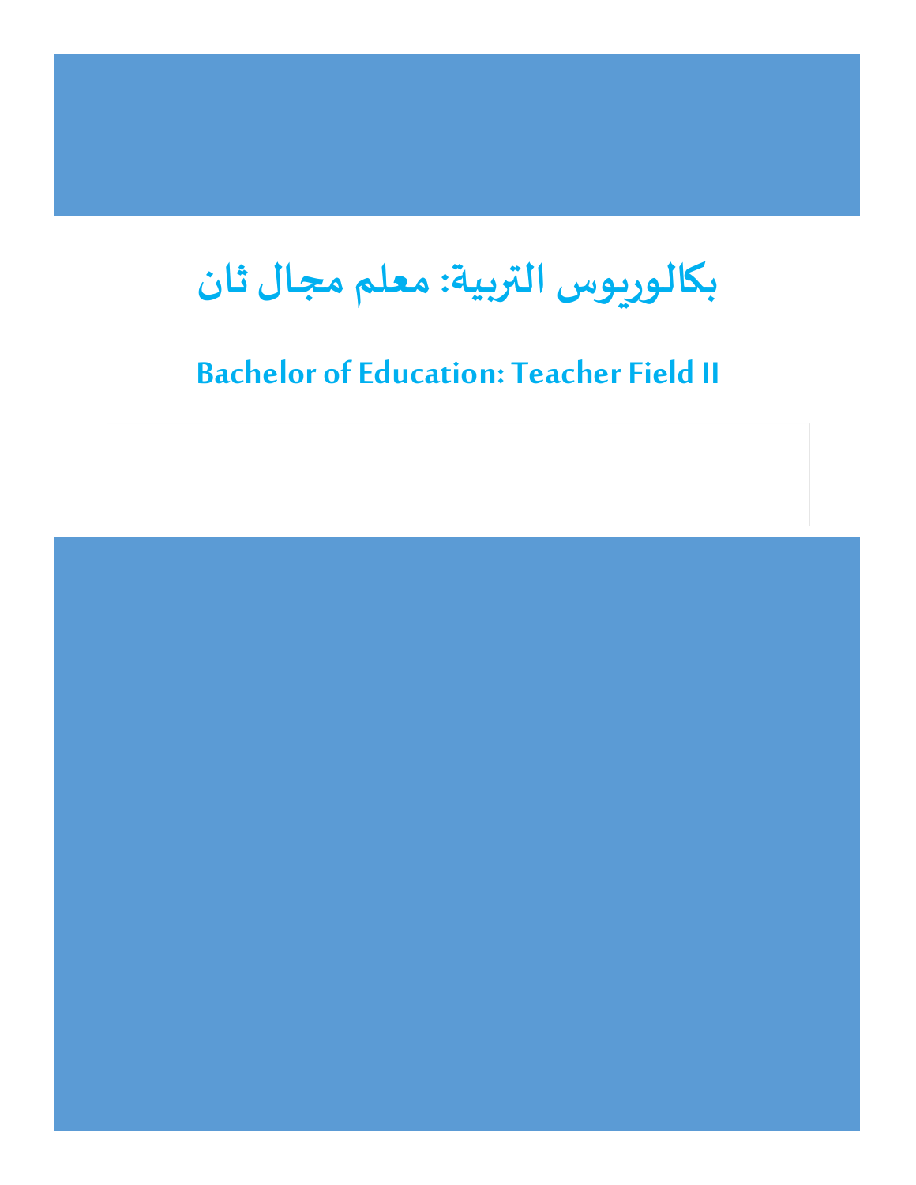# بكالوريوس التربية: معلم مجال ثان

## Bachelor of Education: Teacher Field II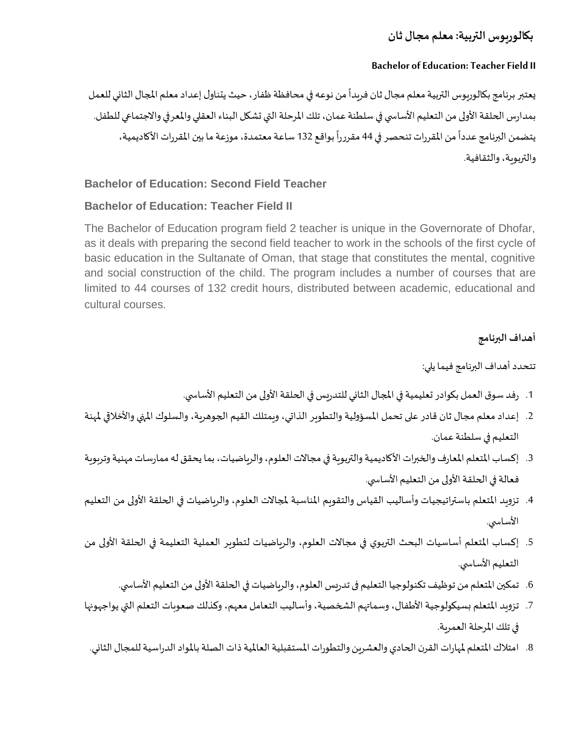## بكالوريوس التربية: معلم مجال ثان

**Bachelor of Education: Teacher Field II**

يعتبر برنامج بكالوريوس التربية معلم مجال ثان فريداً من نوعه في محافظة ظفار، حيث يتناول إعداد معلم المجال الثاني للعمل بمدارس الحلقة الأولى من التعليم الأساسي في سلطنة عمان، تلك المرحلة التي تشكل البناء العقلي والمعرفي والاجتماعي للطفل. يتضمن البرنامج عدداً من المقررات تنحصر في 44 مقرراً بواقع 132 ساعة معتمدة، موزعة ما بين المقررات الأكاديمية، والتربوية، والثقافية.

### Bachelor of Education: Second Field Teacher

### Bachelor of Education: Teacher Field II

The Bachelor of Education program field 2 teacher is unique in the Governorate of Dhofar, as it deals with preparing the second field teacher to work in the schools of the first cycle of basic education in the Sultanate of Oman, that stage that constitutes the mental, cognitive and social construction of the child. The program includes a number of courses that are limited to 44 courses of 132 credit hours, distributed between academic, educational and cultural courses.

### أهداف البرنامج

تتحدد أهداف البرنامج فيما يلي:

1. رفد سوق العمل بكوادر تعليمية في المجال الثاني للتدريس في الحلقة الأولى من التعليم الأساسي.
2. إعداد معلم مجال ثان قادر على تحمل المسؤولية والتطوير الذاتي، ويمتلك القيم الجوهرية، والسلوك المهني والأخلاقي لمهنة التعليم في سلطنة عمان.
3. إكساب المتعلم المعارف والخبرات الأكاديمية والتربوية في مجالات العلوم، والرياضيات، بما يحقق له ممارسات مهنية وتربوية فعالة في الحلقة الأولى من التعليم الأساسي.
4. تزويد المتعلم باستراتيجيات وأساليب القياس والتقويم المناسبة لمجالات العلوم، والرياضيات في الحلقة الأولى من التعليم الأساسي.
5. إكساب المتعلم أساسيات البحث التربوي في مجالات العلوم، والرياضيات لتطوير العملية التعليمة في الحلقة الأولى من التعليم الأساسي.
6. تمكين المتعلم من توظيف تكنولوجيا التعليم فى تدريس العلوم، والرياضيات في الحلقة الأولى من التعليم الأساسي.
7. تزويد المتعلم بسيكولوجية الأطفال، وسماتهم الشخصية، وأساليب التعامل معهم، وكذلك صعوبات التعلم التي يواجهونها في تلك المرحلة العمرية.
8. امتلاك المتعلم لمهارات القرن الحادي والعشرين والتطورات المستقبلية العالمية ذات الصلة بالمواد الدراسية للمجال الثاني.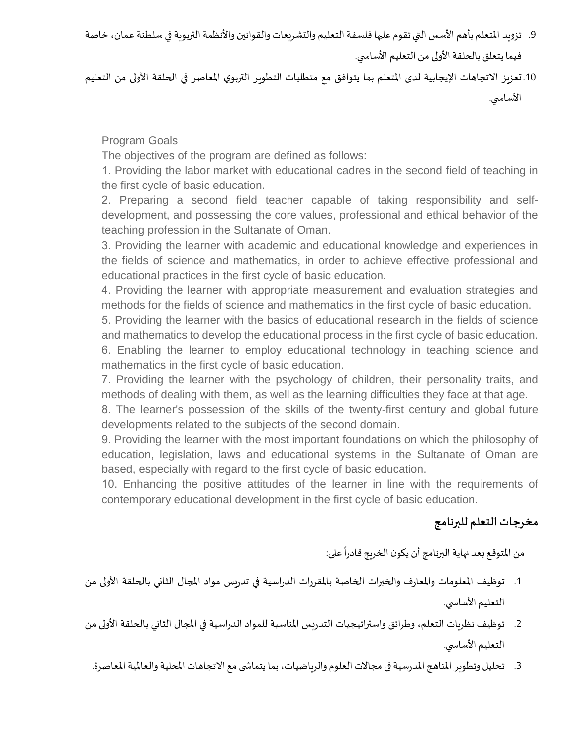9. تزويد المتعلم بأهم الأسس التي تقوم عليها فلسفة التعليم والتشريعات والقوانين والأنظمة التربوية في سلطنة عمان، خاصة فيما يتعلق بالحلقة الأولى من التعليم الأساسي.
10. تعزيز الاتجاهات الإيجابية لدى المتعلم بما يتوافق مع متطلبات التطوير التربوي المعاصر في الحلقة الأولى من التعليم الأساسي.

Program Goals

The objectives of the program are defined as follows:

1. Providing the labor market with educational cadres in the second field of teaching in the first cycle of basic education.
2. Preparing a second field teacher capable of taking responsibility and self-development, and possessing the core values, professional and ethical behavior of the teaching profession in the Sultanate of Oman.
3. Providing the learner with academic and educational knowledge and experiences in the fields of science and mathematics, in order to achieve effective professional and educational practices in the first cycle of basic education.
4. Providing the learner with appropriate measurement and evaluation strategies and methods for the fields of science and mathematics in the first cycle of basic education.
5. Providing the learner with the basics of educational research in the fields of science and mathematics to develop the educational process in the first cycle of basic education.
6. Enabling the learner to employ educational technology in teaching science and mathematics in the first cycle of basic education.
7. Providing the learner with the psychology of children, their personality traits, and methods of dealing with them, as well as the learning difficulties they face at that age.
8. The learner's possession of the skills of the twenty-first century and global future developments related to the subjects of the second domain.
9. Providing the learner with the most important foundations on which the philosophy of education, legislation, laws and educational systems in the Sultanate of Oman are based, especially with regard to the first cycle of basic education.
10. Enhancing the positive attitudes of the learner in line with the requirements of contemporary educational development in the first cycle of basic education.

## مخرجات التعلم للبرنامج

من المتوقع بعد نهاية البرنامج أن يكون الخريج قادراً على:

1. توظيف المعلومات والمعارف والخبرات الخاصة بالمقررات الدراسية في تدريس مواد المجال الثاني بالحلقة الأولى من التعليم الأساسي.
2. توظيف نظريات التعلم، وطرائق واستراتيجيات التدريس المناسبة للمواد الدراسية في المجال الثاني بالحلقة الأولى من التعليم الأساسي.
3. تحليل وتطوير المناهج المدرسية فى مجالات العلوم والرياضيات، بما يتماشى مع الاتجاهات المحلية والعالمية المعاصرة.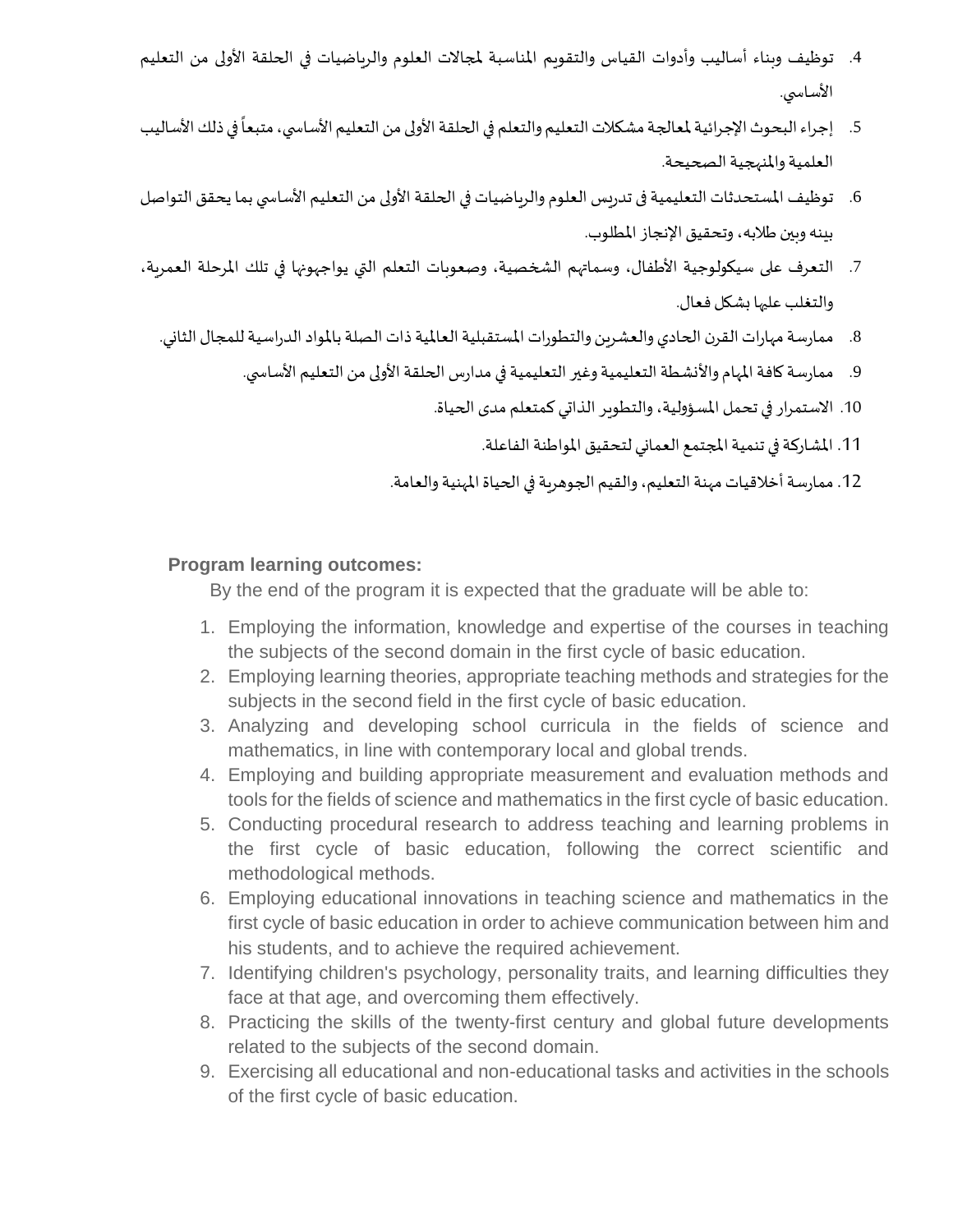4. توظيف وبناء أساليب وأدوات القياس والتقويم المناسبة لمجالات العلوم والرياضيات في الحلقة الأولى من التعليم الأساسي.
5. إجراء البحوث الإجرائية لمعالجة مشكلات التعليم والتعلم في الحلقة الأولى من التعليم الأساسي، متبعاً في ذلك الأساليب العلمية والمنهجية الصحيحة.
6. توظيف المستحدثات التعليمية فى تدريس العلوم والرياضيات في الحلقة الأولى من التعليم الأساسي بما يحقق التواصل بينه وبين طلابه، وتحقيق الإنجاز المطلوب.
7. التعرف على سيكولوجية الأطفال، وسماتهم الشخصية، وصعوبات التعلم التي يواجهونها في تلك المرحلة العمرية، والتغلب عليها بشكل فعال.
8. ممارسة مهارات القرن الحادي والعشرين والتطورات المستقبلية العالمية ذات الصلة بالمواد الدراسية للمجال الثاني.
9. ممارسة كافة المهام والأنشطة التعليمية وغير التعليمية في مدارس الحلقة الأولى من التعليم الأساسي.
10. الاستمرار في تحمل المسؤولية، والتطوير الذاتي كمتعلم مدى الحياة.
11. المشاركة في تنمية المجتمع العماني لتحقيق المواطنة الفاعلة.
12. ممارسة أخلاقيات مهنة التعليم، والقيم الجوهرية في الحياة المهنية والعامة.

**Program learning outcomes:**

By the end of the program it is expected that the graduate will be able to:

1. Employing the information, knowledge and expertise of the courses in teaching the subjects of the second domain in the first cycle of basic education.
2. Employing learning theories, appropriate teaching methods and strategies for the subjects in the second field in the first cycle of basic education.
3. Analyzing and developing school curricula in the fields of science and mathematics, in line with contemporary local and global trends.
4. Employing and building appropriate measurement and evaluation methods and tools for the fields of science and mathematics in the first cycle of basic education.
5. Conducting procedural research to address teaching and learning problems in the first cycle of basic education, following the correct scientific and methodological methods.
6. Employing educational innovations in teaching science and mathematics in the first cycle of basic education in order to achieve communication between him and his students, and to achieve the required achievement.
7. Identifying children's psychology, personality traits, and learning difficulties they face at that age, and overcoming them effectively.
8. Practicing the skills of the twenty-first century and global future developments related to the subjects of the second domain.
9. Exercising all educational and non-educational tasks and activities in the schools of the first cycle of basic education.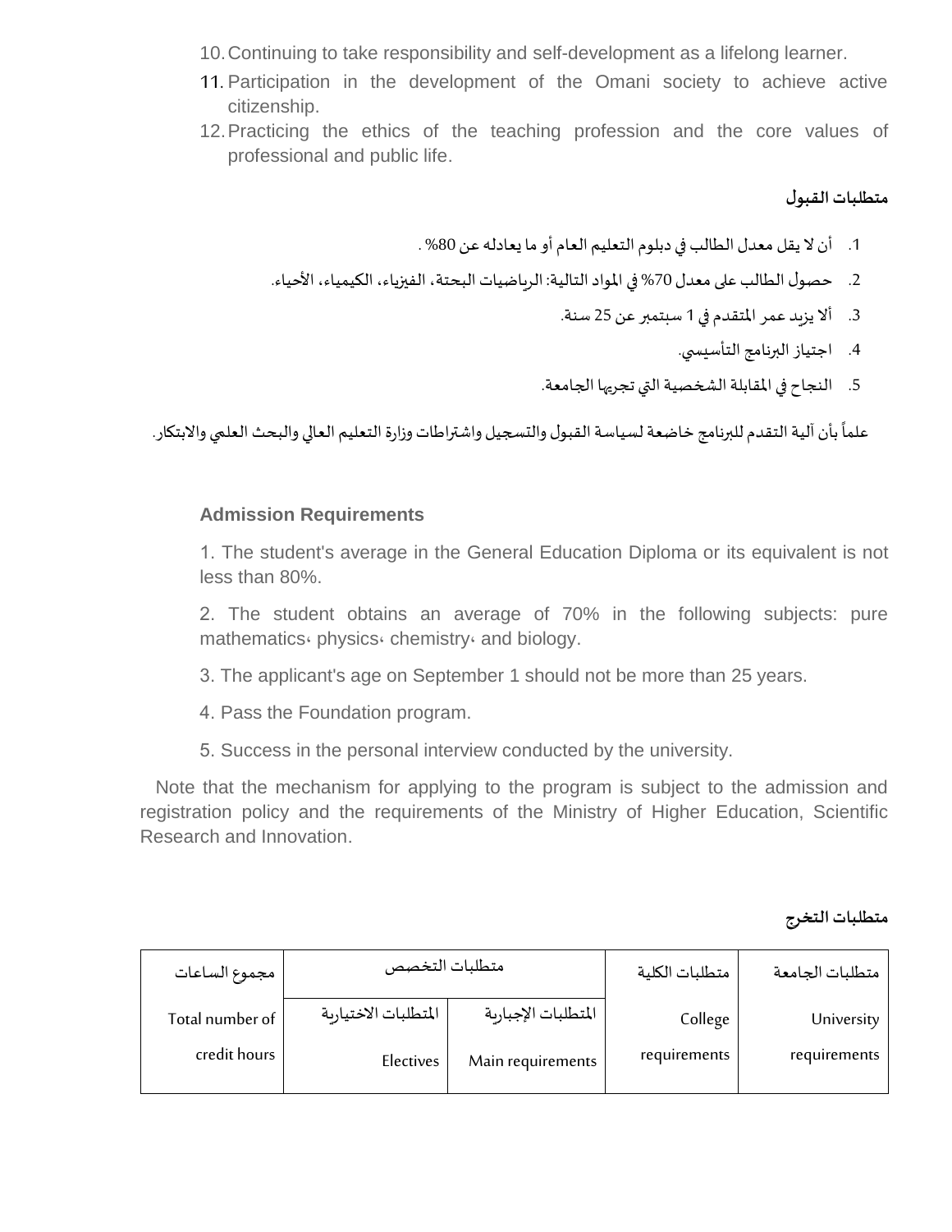10. Continuing to take responsibility and self-development as a lifelong learner.
11. Participation in the development of the Omani society to achieve active citizenship.
12. Practicing the ethics of the teaching profession and the core values of professional and public life.

### متطلبات القبول

1. أن لا يقل معدل الطالب في دبلوم التعليم العام أو ما يعادله عن 80% .
2. حصول الطالب على معدل 70% في المواد التالية: الرياضيات البحتة، الفيزياء، الكيمياء، الأحياء.
3. ألا يزيد عمر المتقدم في 1 سبتمبر عن 25 سنة.
4. اجتياز البرنامج التأسيسي.
5. النجاح في المقابلة الشخصية التي تجريها الجامعة.

علماً بأن آلية التقدم للبرنامج خاضعة لسياسة القبول والتسجيل واشتراطات وزارة التعليم العالي والبحث العلمي والابتكار.

### Admission Requirements

1. The student's average in the General Education Diploma or its equivalent is not less than 80%.

2. The student obtains an average of 70% in the following subjects: pure mathematics، physics، chemistry، and biology.

3. The applicant's age on September 1 should not be more than 25 years.

4. Pass the Foundation program.

5. Success in the personal interview conducted by the university.

Note that the mechanism for applying to the program is subject to the admission and registration policy and the requirements of the Ministry of Higher Education, Scientific Research and Innovation.

### متطلبات التخرج

| متطلبات الجامعة | متطلبات الكلية | متطلبات التخصص | | مجموع الساعات |
|---|---|---|---|---|
| University requirements | College requirements | المتطلبات الإجبارية Main requirements | المتطلبات الاختيارية Electives | Total number of credit hours |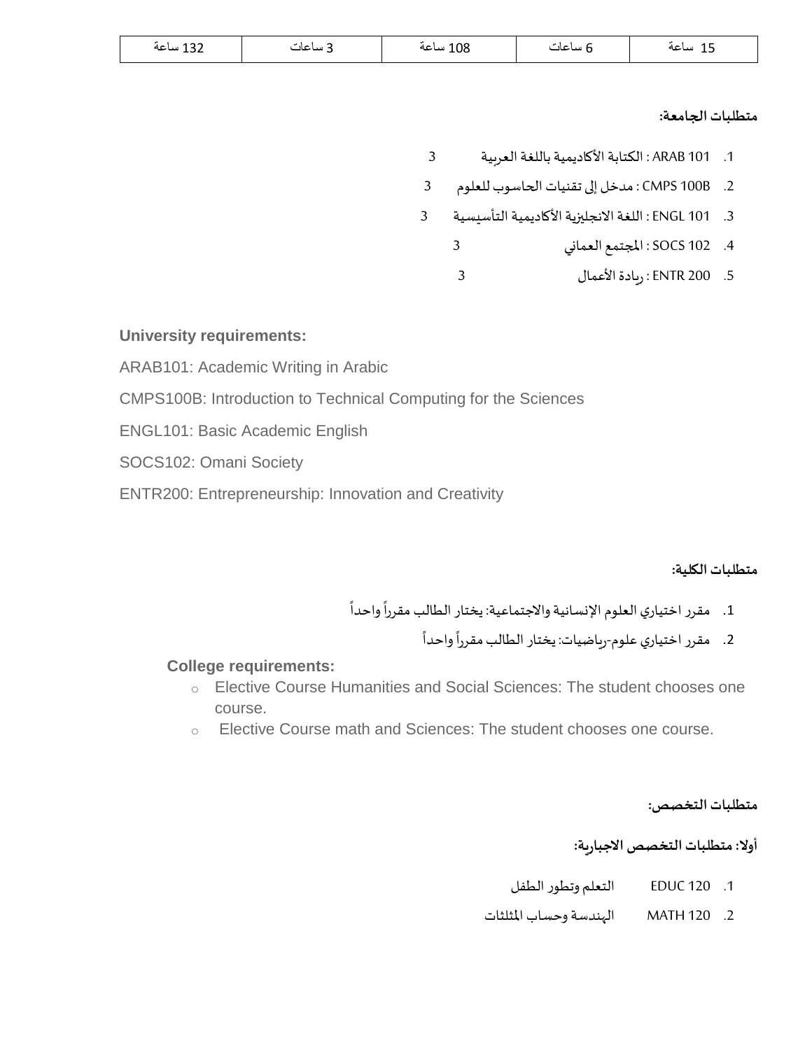| 15 ساعة | 6 ساعات | 108 ساعة | 3 ساعات | 132 ساعة |
|---|---|---|---|---|

**متطلبات الجامعة:**

1. ARAB 101 : الكتابة الأكاديمية باللغة العربية 3
2. CMPS 100B : مدخل إلى تقنيات الحاسوب للعلوم 3
3. ENGL 101 : اللغة الانجليزية الأكاديمية التأسيسية 3
4. SOCS 102 : المجتمع العماني 3
5. ENTR 200 : ريادة الأعمال 3

**University requirements:**

ARAB101: Academic Writing in Arabic

CMPS100B: Introduction to Technical Computing for the Sciences

ENGL101: Basic Academic English

SOCS102: Omani Society

ENTR200: Entrepreneurship: Innovation and Creativity

**متطلبات الكلية:**

1. مقرر اختياري العلوم الإنسانية والاجتماعية: يختار الطالب مقرراً واحداً
2. مقرر اختياري علوم-رياضيات: يختار الطالب مقرراً واحداً

**College requirements:**

- Elective Course Humanities and Social Sciences: The student chooses one course.
- Elective Course math and Sciences: The student chooses one course.

**متطلبات التخصص:**

**أولا: متطلبات التخصص الاجبارية:**

1. EDUC 120 التعلم وتطور الطفل
2. MATH 120 الهندسة وحساب المثلثات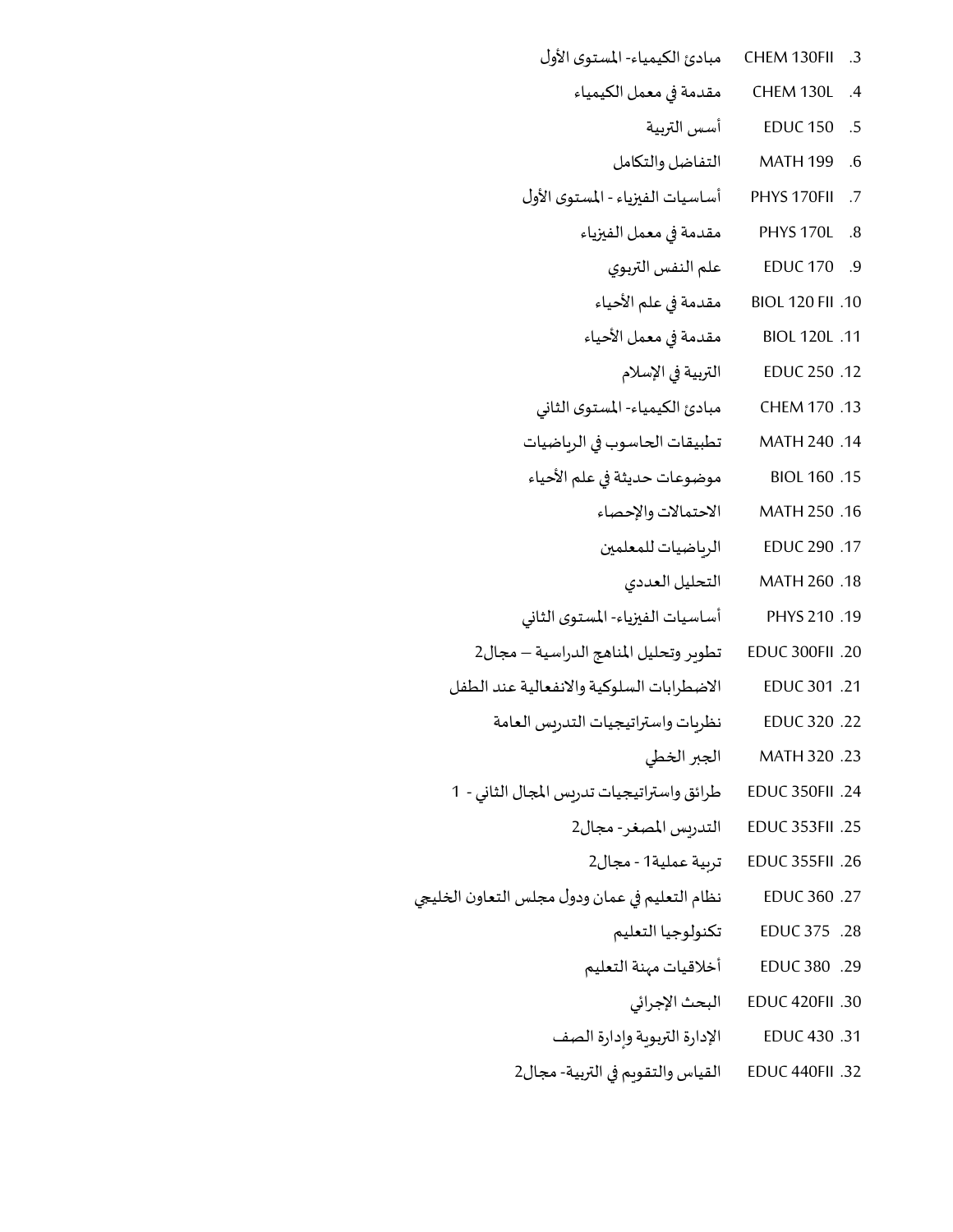3. CHEM 130FII مبادئ الكيمياء- المستوى الأول
4. CHEM 130L مقدمة في معمل الكيمياء
5. EDUC 150 أسس التربية
6. MATH 199 التفاضل والتكامل
7. PHYS 170FII أساسيات الفيزياء - المستوى الأول
8. PHYS 170L مقدمة في معمل الفيزياء
9. EDUC 170 علم النفس التربوي
10. BIOL 120 FII مقدمة في علم الأحياء
11. BIOL 120L مقدمة في معمل الأحياء
12. EDUC 250 التربية في الإسلام
13. CHEM 170 مبادئ الكيمياء- المستوى الثاني
14. MATH 240 تطبيقات الحاسوب في الرياضيات
15. BIOL 160 موضوعات حديثة في علم الأحياء
16. MATH 250 الاحتمالات والإحصاء
17. EDUC 290 الرياضيات للمعلمين
18. MATH 260 التحليل العددي
19. PHYS 210 أساسيات الفيزياء- المستوى الثاني
20. EDUC 300FII تطوير وتحليل المناهج الدراسية – مجال2
21. EDUC 301 الاضطرابات السلوكية والانفعالية عند الطفل
22. EDUC 320 نظريات واستراتيجيات التدريس العامة
23. MATH 320 الجبر الخطي
24. EDUC 350FII طرائق واستراتيجيات تدريس المجال الثاني - 1
25. EDUC 353FII التدريس المصغر- مجال2
26. EDUC 355FII تربية عملية1 - مجال2
27. EDUC 360 نظام التعليم في عمان ودول مجلس التعاون الخليجي
28. EDUC 375 تكنولوجيا التعليم
29. EDUC 380 أخلاقيات مهنة التعليم
30. EDUC 420FII البحث الإجرائي
31. EDUC 430 الإدارة التربوية وإدارة الصف
32. EDUC 440FII القياس والتقويم في التربية- مجال2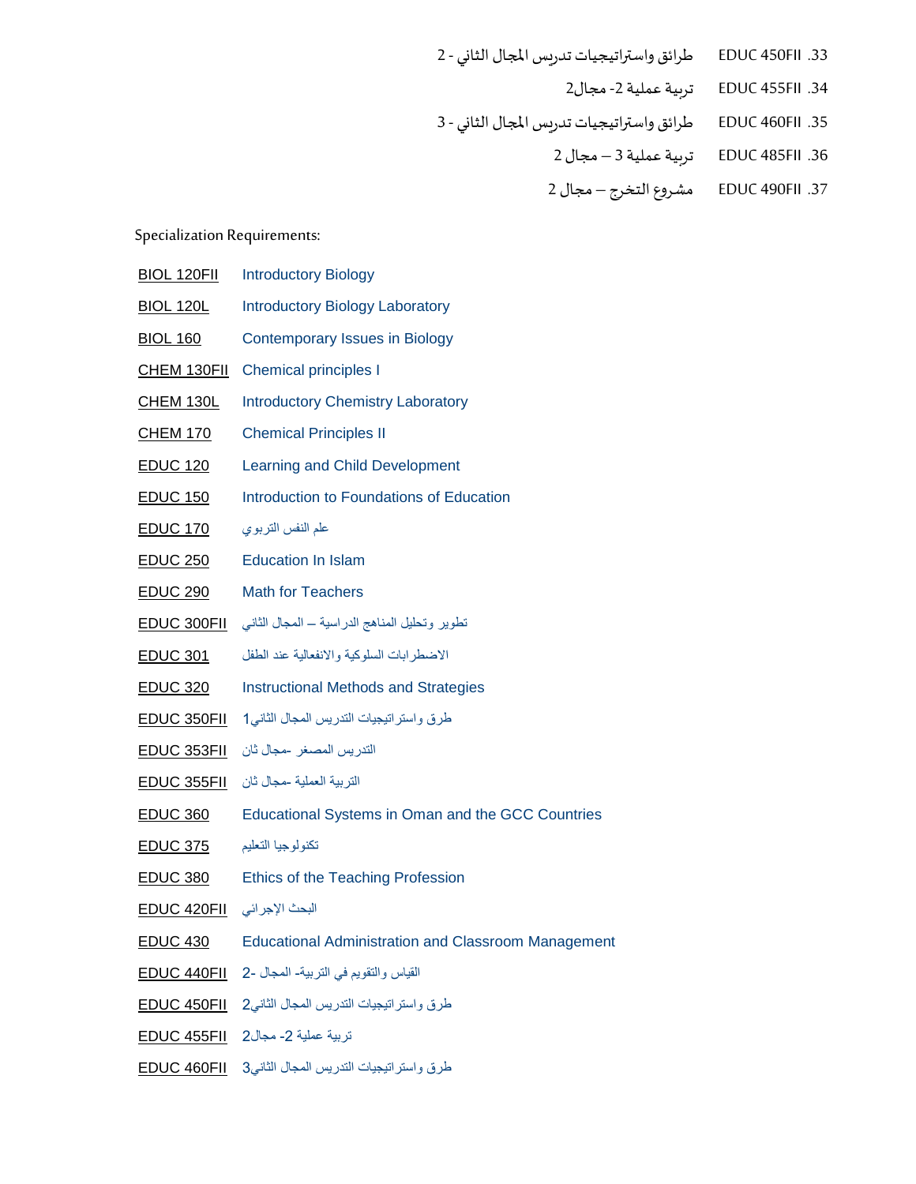33. EDUC 450FII طرائق واستراتيجيات تدريس المجال الثاني - 2
34. EDUC 455FII تربية عملية 2- مجال2
35. EDUC 460FII طرائق واستراتيجيات تدريس المجال الثاني - 3
36. EDUC 485FII تربية عملية 3 – مجال 2
37. EDUC 490FII مشروع التخرج – مجال 2

Specialization Requirements:

| | |
|---|---|
| BIOL 120FII | Introductory Biology |
| BIOL 120L | Introductory Biology Laboratory |
| BIOL 160 | Contemporary Issues in Biology |
| CHEM 130FII | Chemical principles I |
| CHEM 130L | Introductory Chemistry Laboratory |
| CHEM 170 | Chemical Principles II |
| EDUC 120 | Learning and Child Development |
| EDUC 150 | Introduction to Foundations of Education |
| EDUC 170 | علم النفس التربوي |
| EDUC 250 | Education In Islam |
| EDUC 290 | Math for Teachers |
| EDUC 300FII | تطوير وتحليل المناهج الدراسية – المجال الثاني |
| EDUC 301 | الاضطرابات السلوكية والانفعالية عند الطفل |
| EDUC 320 | Instructional Methods and Strategies |
| EDUC 350FII | طرق واستراتيجيات التدريس المجال الثاني1 |
| EDUC 353FII | التدريس المصغر -مجال ثان |
| EDUC 355FII | التربية العملية -مجال ثان |
| EDUC 360 | Educational Systems in Oman and the GCC Countries |
| EDUC 375 | تكنولوجيا التعليم |
| EDUC 380 | Ethics of the Teaching Profession |
| EDUC 420FII | البحث الإجرائي |
| EDUC 430 | Educational Administration and Classroom Management |
| EDUC 440FII | القياس والتقويم في التربية- المجال -2 |
| EDUC 450FII | طرق واستراتيجيات التدريس المجال الثاني2 |
| EDUC 455FII | تربية عملية 2- مجال2 |
| EDUC 460FII | طرق واستراتيجيات التدريس المجال الثاني3 |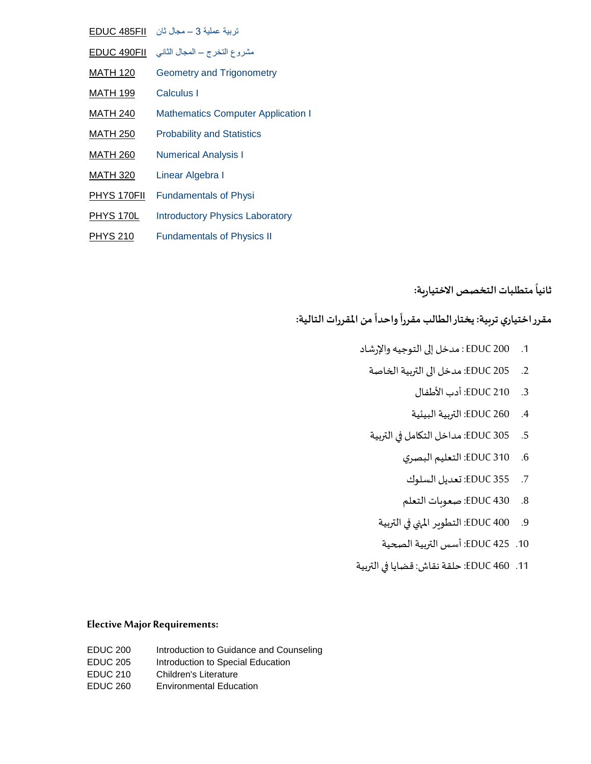| | |
|---|---|
| EDUC 485FII | تربية عملية 3 – مجال ثان |
| EDUC 490FII | مشروع التخرج – المجال الثاني |
| MATH 120 | Geometry and Trigonometry |
| MATH 199 | Calculus I |
| MATH 240 | Mathematics Computer Application I |
| MATH 250 | Probability and Statistics |
| MATH 260 | Numerical Analysis I |
| MATH 320 | Linear Algebra I |
| PHYS 170FII | Fundamentals of Physi |
| PHYS 170L | Introductory Physics Laboratory |
| PHYS 210 | Fundamentals of Physics II |

**ثانياً متطلبات التخصص الاختيارية:**

**مقرر اختياري تربية: يختار الطالب مقرراً واحداً من المقررات التالية:**

1. EDUC 200 : مدخل إلى التوجيه والإرشاد
2. EDUC 205: مدخل الى التربية الخاصة
3. EDUC 210: أدب الأطفال
4. EDUC 260: التربية البيئية
5. EDUC 305: مداخل التكامل في التربية
6. EDUC 310: التعليم البصري
7. EDUC 355: تعديل السلوك
8. EDUC 430: صعوبات التعلم
9. EDUC 400: التطوير المهني في التربية
10. EDUC 425: أسس التربية الصحية
11. EDUC 460: حلقة نقاش: قضايا في التربية

**Elective Major Requirements:**

| | |
|---|---|
| EDUC 200 | Introduction to Guidance and Counseling |
| EDUC 205 | Introduction to Special Education |
| EDUC 210 | Children's Literature |
| EDUC 260 | Environmental Education |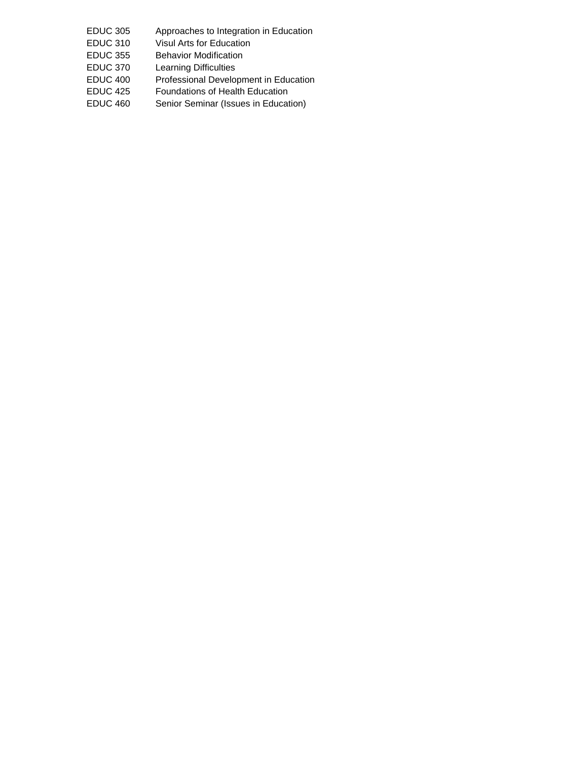| | |
|---|---|
| EDUC 305 | Approaches to Integration in Education |
| EDUC 310 | Visul Arts for Education |
| EDUC 355 | Behavior Modification |
| EDUC 370 | Learning Difficulties |
| EDUC 400 | Professional Development in Education |
| EDUC 425 | Foundations of Health Education |
| EDUC 460 | Senior Seminar (Issues in Education) |